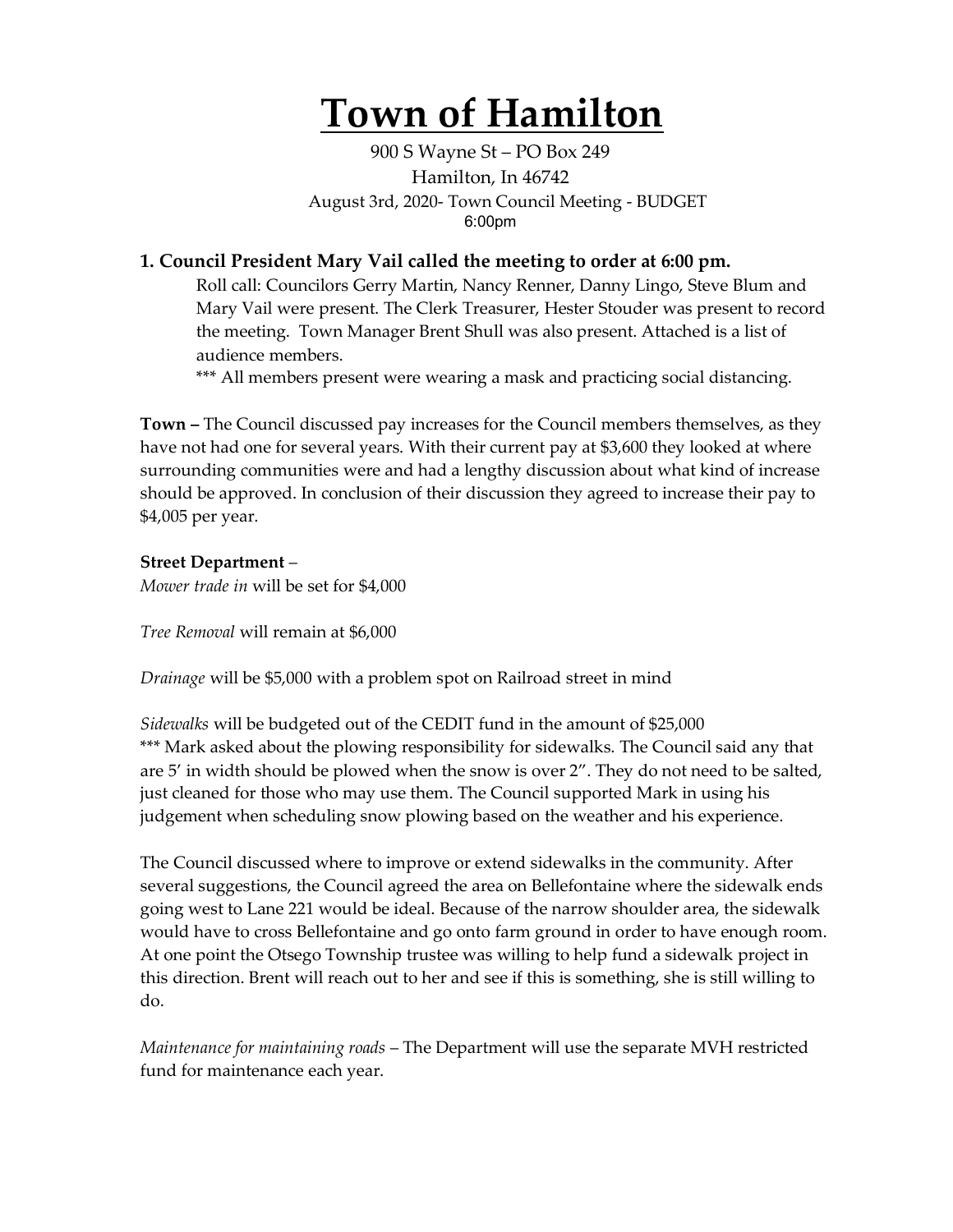# Town of Hamilton

900 S Wayne St – PO Box 249
Hamilton, In 46742
August 3rd, 2020- Town Council Meeting - BUDGET
6:00pm

### 1. Council President Mary Vail called the meeting to order at 6:00 pm.

Roll call: Councilors Gerry Martin, Nancy Renner, Danny Lingo, Steve Blum and Mary Vail were present. The Clerk Treasurer, Hester Stouder was present to record the meeting. Town Manager Brent Shull was also present. Attached is a list of audience members.

*** All members present were wearing a mask and practicing social distancing.

**Town –** The Council discussed pay increases for the Council members themselves, as they have not had one for several years. With their current pay at $3,600 they looked at where surrounding communities were and had a lengthy discussion about what kind of increase should be approved. In conclusion of their discussion they agreed to increase their pay to $4,005 per year.

**Street Department** –

*Mower trade in* will be set for $4,000

*Tree Removal* will remain at $6,000

*Drainage* will be $5,000 with a problem spot on Railroad street in mind

*Sidewalks* will be budgeted out of the CEDIT fund in the amount of $25,000
*** Mark asked about the plowing responsibility for sidewalks. The Council said any that are 5' in width should be plowed when the snow is over 2". They do not need to be salted, just cleaned for those who may use them. The Council supported Mark in using his judgement when scheduling snow plowing based on the weather and his experience.

The Council discussed where to improve or extend sidewalks in the community. After several suggestions, the Council agreed the area on Bellefontaine where the sidewalk ends going west to Lane 221 would be ideal. Because of the narrow shoulder area, the sidewalk would have to cross Bellefontaine and go onto farm ground in order to have enough room. At one point the Otsego Township trustee was willing to help fund a sidewalk project in this direction. Brent will reach out to her and see if this is something, she is still willing to do.

*Maintenance for maintaining roads* – The Department will use the separate MVH restricted fund for maintenance each year.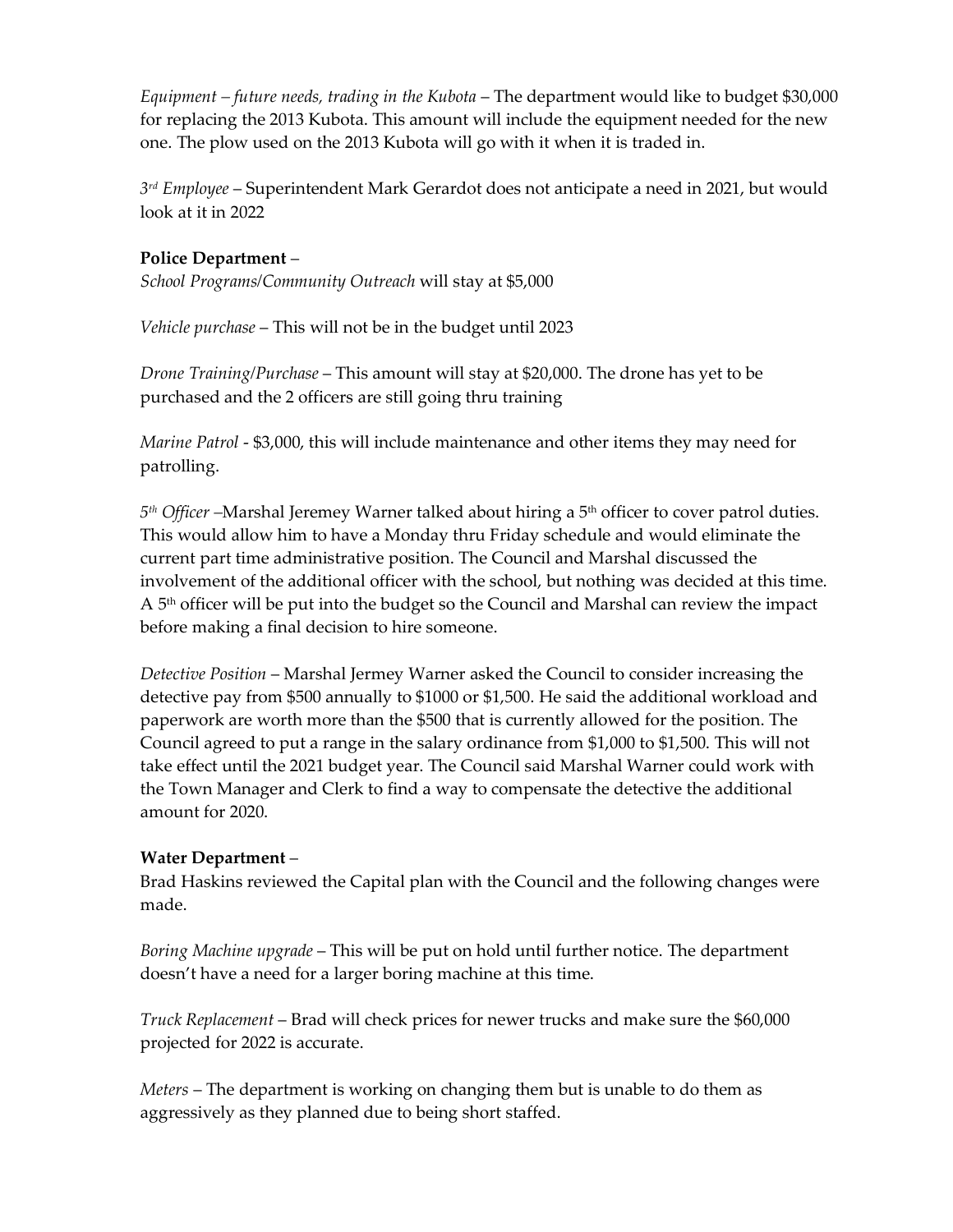*Equipment – future needs, trading in the Kubota* – The department would like to budget $30,000 for replacing the 2013 Kubota. This amount will include the equipment needed for the new one. The plow used on the 2013 Kubota will go with it when it is traded in.

*3rd Employee* – Superintendent Mark Gerardot does not anticipate a need in 2021, but would look at it in 2022

**Police Department** –

*School Programs/Community Outreach* will stay at $5,000

*Vehicle purchase* – This will not be in the budget until 2023

*Drone Training/Purchase* – This amount will stay at $20,000. The drone has yet to be purchased and the 2 officers are still going thru training

*Marine Patrol* - $3,000, this will include maintenance and other items they may need for patrolling.

*5th Officer* –Marshal Jeremey Warner talked about hiring a 5th officer to cover patrol duties. This would allow him to have a Monday thru Friday schedule and would eliminate the current part time administrative position. The Council and Marshal discussed the involvement of the additional officer with the school, but nothing was decided at this time. A 5th officer will be put into the budget so the Council and Marshal can review the impact before making a final decision to hire someone.

*Detective Position* – Marshal Jermey Warner asked the Council to consider increasing the detective pay from $500 annually to $1000 or $1,500. He said the additional workload and paperwork are worth more than the $500 that is currently allowed for the position. The Council agreed to put a range in the salary ordinance from $1,000 to $1,500. This will not take effect until the 2021 budget year. The Council said Marshal Warner could work with the Town Manager and Clerk to find a way to compensate the detective the additional amount for 2020.

**Water Department** –

Brad Haskins reviewed the Capital plan with the Council and the following changes were made.

*Boring Machine upgrade* – This will be put on hold until further notice. The department doesn't have a need for a larger boring machine at this time.

*Truck Replacement* – Brad will check prices for newer trucks and make sure the $60,000 projected for 2022 is accurate.

*Meters* – The department is working on changing them but is unable to do them as aggressively as they planned due to being short staffed.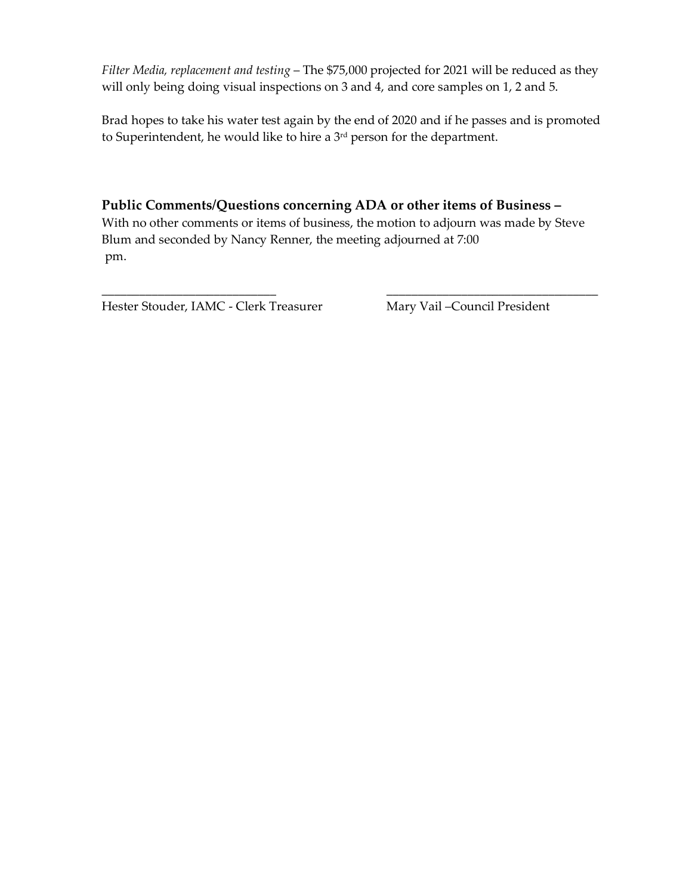*Filter Media, replacement and testing* – The $75,000 projected for 2021 will be reduced as they will only being doing visual inspections on 3 and 4, and core samples on 1, 2 and 5.

Brad hopes to take his water test again by the end of 2020 and if he passes and is promoted to Superintendent, he would like to hire a 3rd person for the department.

**Public Comments/Questions concerning ADA or other items of Business –**
With no other comments or items of business, the motion to adjourn was made by Steve Blum and seconded by Nancy Renner, the meeting adjourned at 7:00 pm.

\_\_\_\_\_\_\_\_\_\_\_\_\_\_\_\_\_\_\_\_\_\_\_\_\_\_\_\_ \_\_\_\_\_\_\_\_\_\_\_\_\_\_\_\_\_\_\_\_\_\_\_\_\_\_\_\_\_\_\_\_\_\_

Hester Stouder, IAMC - Clerk Treasurer Mary Vail –Council President